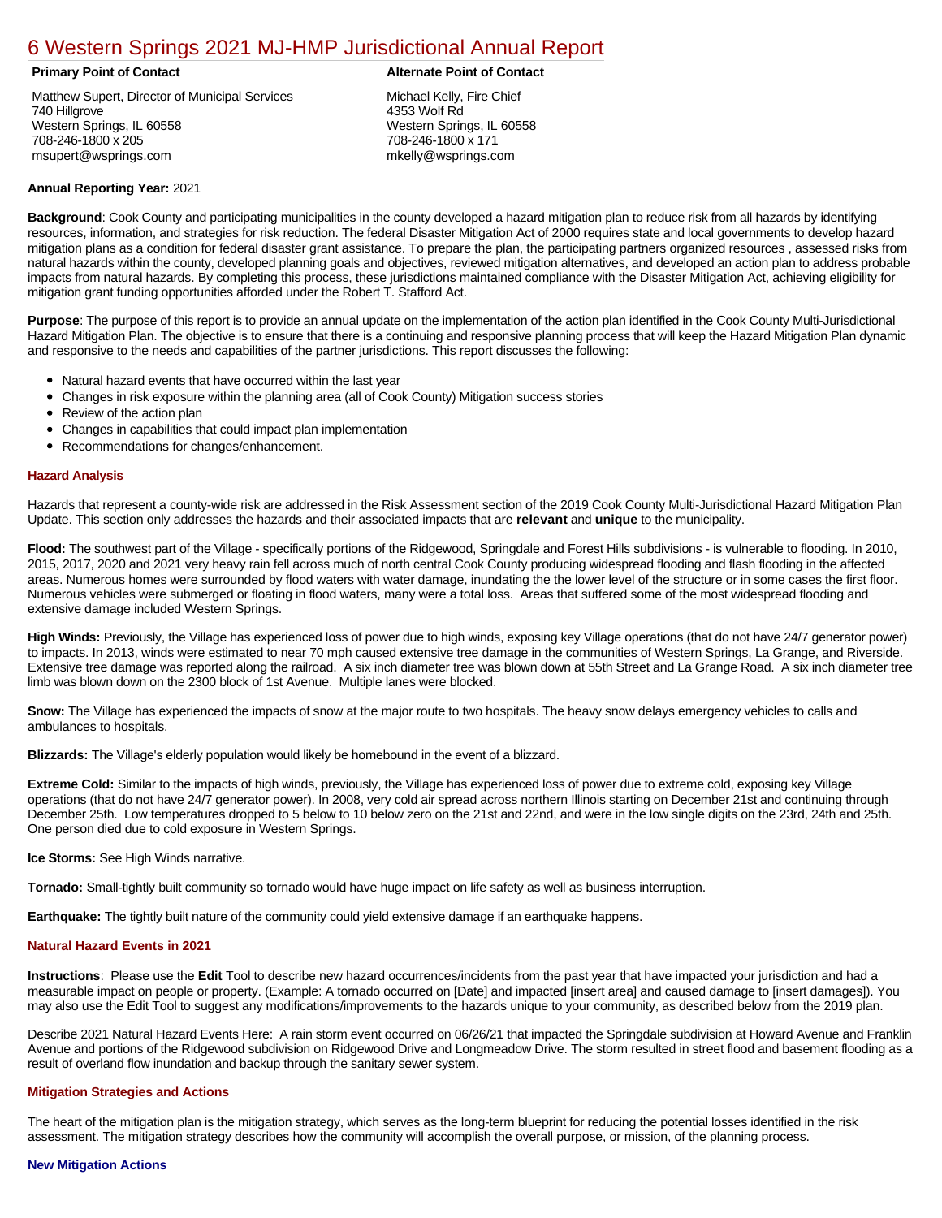# 6 Western Springs 2021 MJ-HMP Jurisdictional Annual Report

**Primary Point of Contact**

Matthew Supert, Director of Municipal Services
740 Hillgrove
Western Springs, IL 60558
708-246-1800 x 205
msupert@wsprings.com

**Alternate Point of Contact**

Michael Kelly, Fire Chief
4353 Wolf Rd
Western Springs, IL 60558
708-246-1800 x 171
mkelly@wsprings.com

**Annual Reporting Year:** 2021

**Background**: Cook County and participating municipalities in the county developed a hazard mitigation plan to reduce risk from all hazards by identifying resources, information, and strategies for risk reduction. The federal Disaster Mitigation Act of 2000 requires state and local governments to develop hazard mitigation plans as a condition for federal disaster grant assistance. To prepare the plan, the participating partners organized resources , assessed risks from natural hazards within the county, developed planning goals and objectives, reviewed mitigation alternatives, and developed an action plan to address probable impacts from natural hazards. By completing this process, these jurisdictions maintained compliance with the Disaster Mitigation Act, achieving eligibility for mitigation grant funding opportunities afforded under the Robert T. Stafford Act.

**Purpose**: The purpose of this report is to provide an annual update on the implementation of the action plan identified in the Cook County Multi-Jurisdictional Hazard Mitigation Plan. The objective is to ensure that there is a continuing and responsive planning process that will keep the Hazard Mitigation Plan dynamic and responsive to the needs and capabilities of the partner jurisdictions. This report discusses the following:

- Natural hazard events that have occurred within the last year
- Changes in risk exposure within the planning area (all of Cook County) Mitigation success stories
- Review of the action plan
- Changes in capabilities that could impact plan implementation
- Recommendations for changes/enhancement.

## Hazard Analysis

Hazards that represent a county-wide risk are addressed in the Risk Assessment section of the 2019 Cook County Multi-Jurisdictional Hazard Mitigation Plan Update. This section only addresses the hazards and their associated impacts that are **relevant** and **unique** to the municipality.

**Flood:** The southwest part of the Village - specifically portions of the Ridgewood, Springdale and Forest Hills subdivisions - is vulnerable to flooding. In 2010, 2015, 2017, 2020 and 2021 very heavy rain fell across much of north central Cook County producing widespread flooding and flash flooding in the affected areas. Numerous homes were surrounded by flood waters with water damage, inundating the the lower level of the structure or in some cases the first floor. Numerous vehicles were submerged or floating in flood waters, many were a total loss. Areas that suffered some of the most widespread flooding and extensive damage included Western Springs.

**High Winds:** Previously, the Village has experienced loss of power due to high winds, exposing key Village operations (that do not have 24/7 generator power) to impacts. In 2013, winds were estimated to near 70 mph caused extensive tree damage in the communities of Western Springs, La Grange, and Riverside. Extensive tree damage was reported along the railroad. A six inch diameter tree was blown down at 55th Street and La Grange Road. A six inch diameter tree limb was blown down on the 2300 block of 1st Avenue. Multiple lanes were blocked.

**Snow:** The Village has experienced the impacts of snow at the major route to two hospitals. The heavy snow delays emergency vehicles to calls and ambulances to hospitals.

**Blizzards:** The Village's elderly population would likely be homebound in the event of a blizzard.

**Extreme Cold:** Similar to the impacts of high winds, previously, the Village has experienced loss of power due to extreme cold, exposing key Village operations (that do not have 24/7 generator power). In 2008, very cold air spread across northern Illinois starting on December 21st and continuing through December 25th. Low temperatures dropped to 5 below to 10 below zero on the 21st and 22nd, and were in the low single digits on the 23rd, 24th and 25th. One person died due to cold exposure in Western Springs.

**Ice Storms:** See High Winds narrative.

**Tornado:** Small-tightly built community so tornado would have huge impact on life safety as well as business interruption.

**Earthquake:** The tightly built nature of the community could yield extensive damage if an earthquake happens.

## Natural Hazard Events in 2021

**Instructions**: Please use the **Edit** Tool to describe new hazard occurrences/incidents from the past year that have impacted your jurisdiction and had a measurable impact on people or property. (Example: A tornado occurred on [Date] and impacted [insert area] and caused damage to [insert damages]). You may also use the Edit Tool to suggest any modifications/improvements to the hazards unique to your community, as described below from the 2019 plan.

Describe 2021 Natural Hazard Events Here: A rain storm event occurred on 06/26/21 that impacted the Springdale subdivision at Howard Avenue and Franklin Avenue and portions of the Ridgewood subdivision on Ridgewood Drive and Longmeadow Drive. The storm resulted in street flood and basement flooding as a result of overland flow inundation and backup through the sanitary sewer system.

## Mitigation Strategies and Actions

The heart of the mitigation plan is the mitigation strategy, which serves as the long-term blueprint for reducing the potential losses identified in the risk assessment. The mitigation strategy describes how the community will accomplish the overall purpose, or mission, of the planning process.

### New Mitigation Actions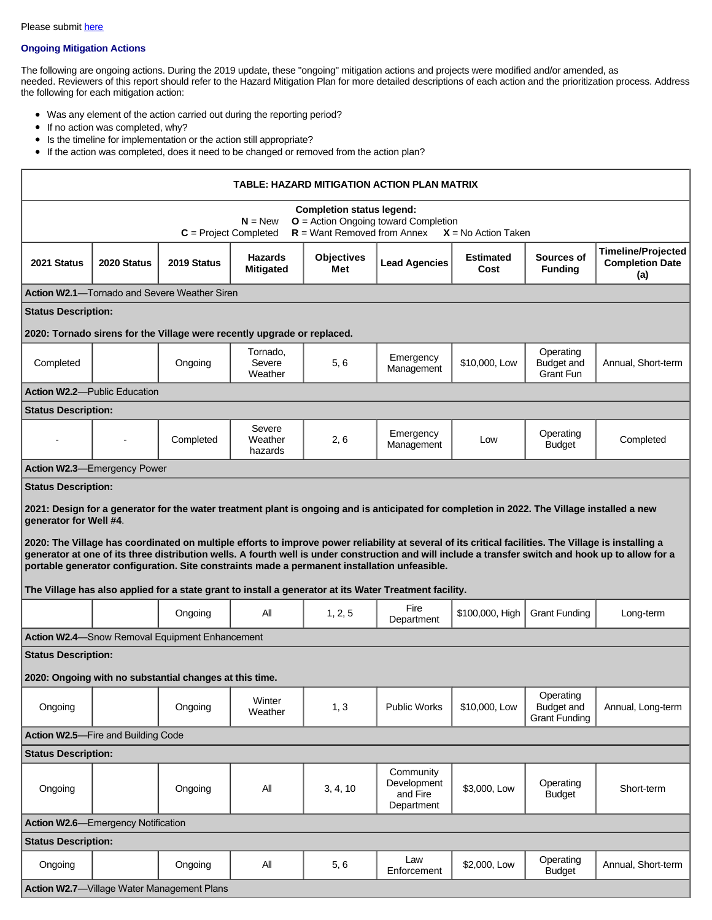Please submit here

### Ongoing Mitigation Actions

The following are ongoing actions. During the 2019 update, these "ongoing" mitigation actions and projects were modified and/or amended, as needed. Reviewers of this report should refer to the Hazard Mitigation Plan for more detailed descriptions of each action and the prioritization process. Address the following for each mitigation action:

- Was any element of the action carried out during the reporting period?
- If no action was completed, why?
- Is the timeline for implementation or the action still appropriate?
- If the action was completed, does it need to be changed or removed from the action plan?

**TABLE: HAZARD MITIGATION ACTION PLAN MATRIX**

**Completion status legend:**
**N** = New **O** = Action Ongoing toward Completion
**C** = Project Completed **R** = Want Removed from Annex **X** = No Action Taken

| 2021 Status | 2020 Status | 2019 Status | Hazards Mitigated | Objectives Met | Lead Agencies | Estimated Cost | Sources of Funding | Timeline/Projected Completion Date (a) |
|---|---|---|---|---|---|---|---|---|
| **Action W2.1**—Tornado and Severe Weather Siren | | | | | | | | |
| **Status Description:** **2020: Tornado sirens for the Village were recently upgrade or replaced.** | | | | | | | | |
| Completed | | Ongoing | Tornado, Severe Weather | 5, 6 | Emergency Management | $10,000, Low | Operating Budget and Grant Fun | Annual, Short-term |
| **Action W2.2**—Public Education | | | | | | | | |
| **Status Description:** | | | | | | | | |
| - | - | Completed | Severe Weather hazards | 2, 6 | Emergency Management | Low | Operating Budget | Completed |
| **Action W2.3**—Emergency Power | | | | | | | | |
| **Status Description:** **2021: Design for a generator for the water treatment plant is ongoing and is anticipated for completion in 2022. The Village installed a new generator for Well #4**. **2020: The Village has coordinated on multiple efforts to improve power reliability at several of its critical facilities. The Village is installing a generator at one of its three distribution wells. A fourth well is under construction and will include a transfer switch and hook up to allow for a portable generator configuration. Site constraints made a permanent installation unfeasible.** **The Village has also applied for a state grant to install a generator at its Water Treatment facility.** | | | | | | | | |
| | | Ongoing | All | 1, 2, 5 | Fire Department | $100,000, High | Grant Funding | Long-term |
| **Action W2.4**—Snow Removal Equipment Enhancement | | | | | | | | |
| **Status Description:** **2020: Ongoing with no substantial changes at this time.** | | | | | | | | |
| Ongoing | | Ongoing | Winter Weather | 1, 3 | Public Works | $10,000, Low | Operating Budget and Grant Funding | Annual, Long-term |
| **Action W2.5**—Fire and Building Code | | | | | | | | |
| **Status Description:** | | | | | | | | |
| Ongoing | | Ongoing | All | 3, 4, 10 | Community Development and Fire Department | $3,000, Low | Operating Budget | Short-term |
| **Action W2.6**—Emergency Notification | | | | | | | | |
| **Status Description:** | | | | | | | | |
| Ongoing | | Ongoing | All | 5, 6 | Law Enforcement | $2,000, Low | Operating Budget | Annual, Short-term |
| **Action W2.7**—Village Water Management Plans | | | | | | | | |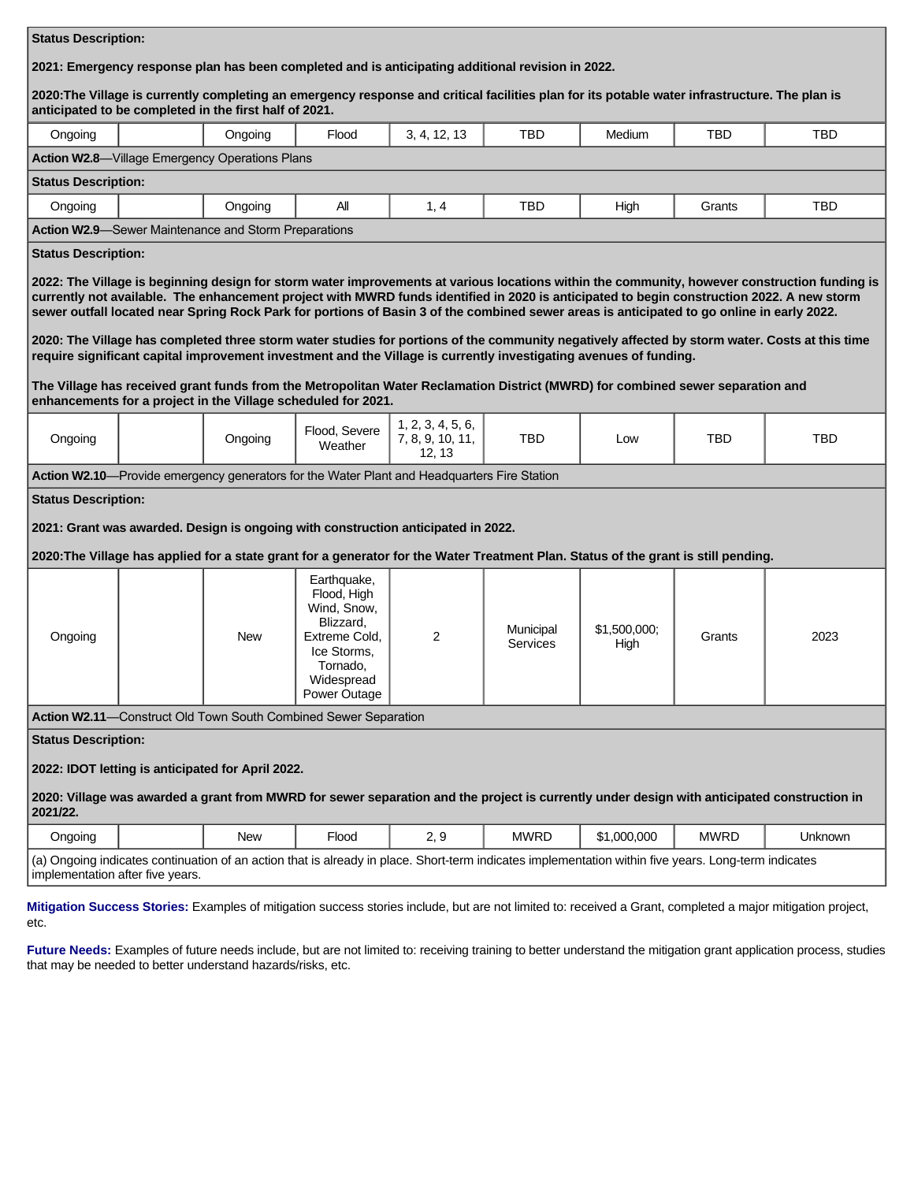| | | | | | | | | |
|---|---|---|---|---|---|---|---|---|
| **Status Description:**<br><br>**2021: Emergency response plan has been completed and is anticipating additional revision in 2022.**<br><br>**2020:The Village is currently completing an emergency response and critical facilities plan for its potable water infrastructure. The plan is anticipated to be completed in the first half of 2021.** | | | | | | | | |
| Ongoing | | Ongoing | Flood | 3, 4, 12, 13 | TBD | Medium | TBD | TBD |
| **Action W2.8**—Village Emergency Operations Plans | | | | | | | | |
| **Status Description:** | | | | | | | | |
| Ongoing | | Ongoing | All | 1, 4 | TBD | High | Grants | TBD |
| **Action W2.9**—Sewer Maintenance and Storm Preparations | | | | | | | | |
| **Status Description:**<br><br>**2022: The Village is beginning design for storm water improvements at various locations within the community, however construction funding is currently not available. The enhancement project with MWRD funds identified in 2020 is anticipated to begin construction 2022. A new storm sewer outfall located near Spring Rock Park for portions of Basin 3 of the combined sewer areas is anticipated to go online in early 2022.**<br><br>**2020: The Village has completed three storm water studies for portions of the community negatively affected by storm water. Costs at this time require significant capital improvement investment and the Village is currently investigating avenues of funding.**<br><br>**The Village has received grant funds from the Metropolitan Water Reclamation District (MWRD) for combined sewer separation and enhancements for a project in the Village scheduled for 2021.** | | | | | | | | |
| Ongoing | | Ongoing | Flood, Severe Weather | 1, 2, 3, 4, 5, 6, 7, 8, 9, 10, 11, 12, 13 | TBD | Low | TBD | TBD |
| **Action W2.10**—Provide emergency generators for the Water Plant and Headquarters Fire Station | | | | | | | | |
| **Status Description:**<br><br>**2021: Grant was awarded. Design is ongoing with construction anticipated in 2022.**<br><br>**2020:The Village has applied for a state grant for a generator for the Water Treatment Plan. Status of the grant is still pending.** | | | | | | | | |
| Ongoing | | New | Earthquake, Flood, High Wind, Snow, Blizzard, Extreme Cold, Ice Storms, Tornado, Widespread Power Outage | 2 | Municipal Services | $1,500,000; High | Grants | 2023 |
| **Action W2.11**—Construct Old Town South Combined Sewer Separation | | | | | | | | |
| **Status Description:**<br><br>**2022: IDOT letting is anticipated for April 2022.**<br><br>**2020: Village was awarded a grant from MWRD for sewer separation and the project is currently under design with anticipated construction in 2021/22.** | | | | | | | | |
| Ongoing | | New | Flood | 2, 9 | MWRD | $1,000,000 | MWRD | Unknown |
| (a) Ongoing indicates continuation of an action that is already in place. Short-term indicates implementation within five years. Long-term indicates implementation after five years. | | | | | | | | |

**Mitigation Success Stories:** Examples of mitigation success stories include, but are not limited to: received a Grant, completed a major mitigation project, etc.

**Future Needs:** Examples of future needs include, but are not limited to: receiving training to better understand the mitigation grant application process, studies that may be needed to better understand hazards/risks, etc.